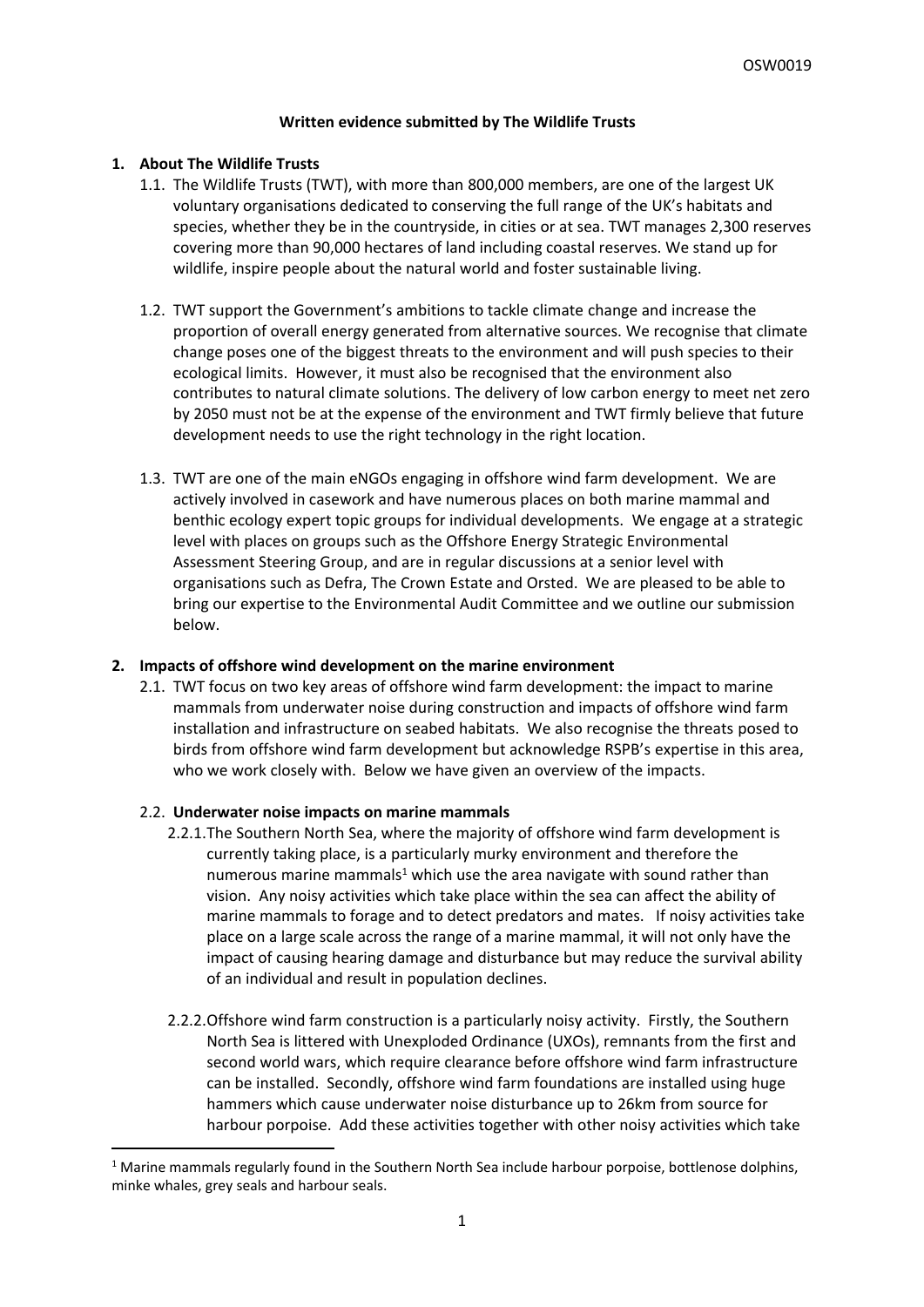**Written evidence submitted by The Wildlife Trusts**

1. **About The Wildlife Trusts**
    1.1. The Wildlife Trusts (TWT), with more than 800,000 members, are one of the largest UK voluntary organisations dedicated to conserving the full range of the UK's habitats and species, whether they be in the countryside, in cities or at sea. TWT manages 2,300 reserves covering more than 90,000 hectares of land including coastal reserves. We stand up for wildlife, inspire people about the natural world and foster sustainable living.

    1.2. TWT support the Government's ambitions to tackle climate change and increase the proportion of overall energy generated from alternative sources. We recognise that climate change poses one of the biggest threats to the environment and will push species to their ecological limits. However, it must also be recognised that the environment also contributes to natural climate solutions. The delivery of low carbon energy to meet net zero by 2050 must not be at the expense of the environment and TWT firmly believe that future development needs to use the right technology in the right location.

    1.3. TWT are one of the main eNGOs engaging in offshore wind farm development. We are actively involved in casework and have numerous places on both marine mammal and benthic ecology expert topic groups for individual developments. We engage at a strategic level with places on groups such as the Offshore Energy Strategic Environmental Assessment Steering Group, and are in regular discussions at a senior level with organisations such as Defra, The Crown Estate and Orsted. We are pleased to be able to bring our expertise to the Environmental Audit Committee and we outline our submission below.

2. **Impacts of offshore wind development on the marine environment**
    2.1. TWT focus on two key areas of offshore wind farm development: the impact to marine mammals from underwater noise during construction and impacts of offshore wind farm installation and infrastructure on seabed habitats. We also recognise the threats posed to birds from offshore wind farm development but acknowledge RSPB's expertise in this area, who we work closely with. Below we have given an overview of the impacts.

    2.2. **Underwater noise impacts on marine mammals**

    2.2.1. The Southern North Sea, where the majority of offshore wind farm development is currently taking place, is a particularly murky environment and therefore the numerous marine mammals[1] which use the area navigate with sound rather than vision. Any noisy activities which take place within the sea can affect the ability of marine mammals to forage and to detect predators and mates. If noisy activities take place on a large scale across the range of a marine mammal, it will not only have the impact of causing hearing damage and disturbance but may reduce the survival ability of an individual and result in population declines.

    2.2.2. Offshore wind farm construction is a particularly noisy activity. Firstly, the Southern North Sea is littered with Unexploded Ordinance (UXOs), remnants from the first and second world wars, which require clearance before offshore wind farm infrastructure can be installed. Secondly, offshore wind farm foundations are installed using huge hammers which cause underwater noise disturbance up to 26km from source for harbour porpoise. Add these activities together with other noisy activities which take

[1] Marine mammals regularly found in the Southern North Sea include harbour porpoise, bottlenose dolphins, minke whales, grey seals and harbour seals.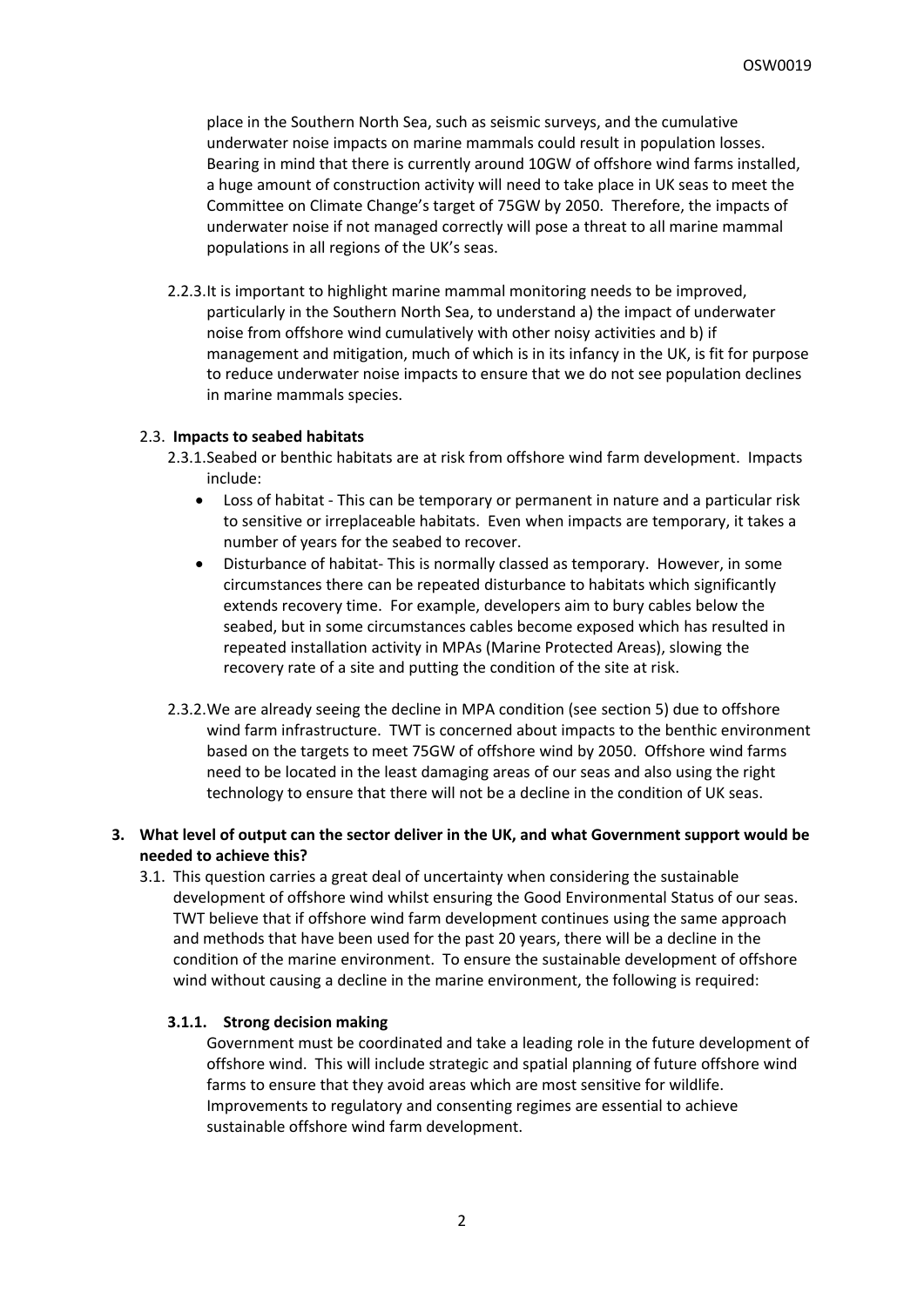place in the Southern North Sea, such as seismic surveys, and the cumulative underwater noise impacts on marine mammals could result in population losses. Bearing in mind that there is currently around 10GW of offshore wind farms installed, a huge amount of construction activity will need to take place in UK seas to meet the Committee on Climate Change's target of 75GW by 2050. Therefore, the impacts of underwater noise if not managed correctly will pose a threat to all marine mammal populations in all regions of the UK's seas.

2.2.3. It is important to highlight marine mammal monitoring needs to be improved, particularly in the Southern North Sea, to understand a) the impact of underwater noise from offshore wind cumulatively with other noisy activities and b) if management and mitigation, much of which is in its infancy in the UK, is fit for purpose to reduce underwater noise impacts to ensure that we do not see population declines in marine mammals species.

2.3. **Impacts to seabed habitats**

2.3.1. Seabed or benthic habitats are at risk from offshore wind farm development. Impacts include:

- Loss of habitat - This can be temporary or permanent in nature and a particular risk to sensitive or irreplaceable habitats. Even when impacts are temporary, it takes a number of years for the seabed to recover.
- Disturbance of habitat- This is normally classed as temporary. However, in some circumstances there can be repeated disturbance to habitats which significantly extends recovery time. For example, developers aim to bury cables below the seabed, but in some circumstances cables become exposed which has resulted in repeated installation activity in MPAs (Marine Protected Areas), slowing the recovery rate of a site and putting the condition of the site at risk.

2.3.2. We are already seeing the decline in MPA condition (see section 5) due to offshore wind farm infrastructure. TWT is concerned about impacts to the benthic environment based on the targets to meet 75GW of offshore wind by 2050. Offshore wind farms need to be located in the least damaging areas of our seas and also using the right technology to ensure that there will not be a decline in the condition of UK seas.

**3. What level of output can the sector deliver in the UK, and what Government support would be needed to achieve this?**

3.1. This question carries a great deal of uncertainty when considering the sustainable development of offshore wind whilst ensuring the Good Environmental Status of our seas. TWT believe that if offshore wind farm development continues using the same approach and methods that have been used for the past 20 years, there will be a decline in the condition of the marine environment. To ensure the sustainable development of offshore wind without causing a decline in the marine environment, the following is required:

**3.1.1. Strong decision making**

Government must be coordinated and take a leading role in the future development of offshore wind. This will include strategic and spatial planning of future offshore wind farms to ensure that they avoid areas which are most sensitive for wildlife. Improvements to regulatory and consenting regimes are essential to achieve sustainable offshore wind farm development.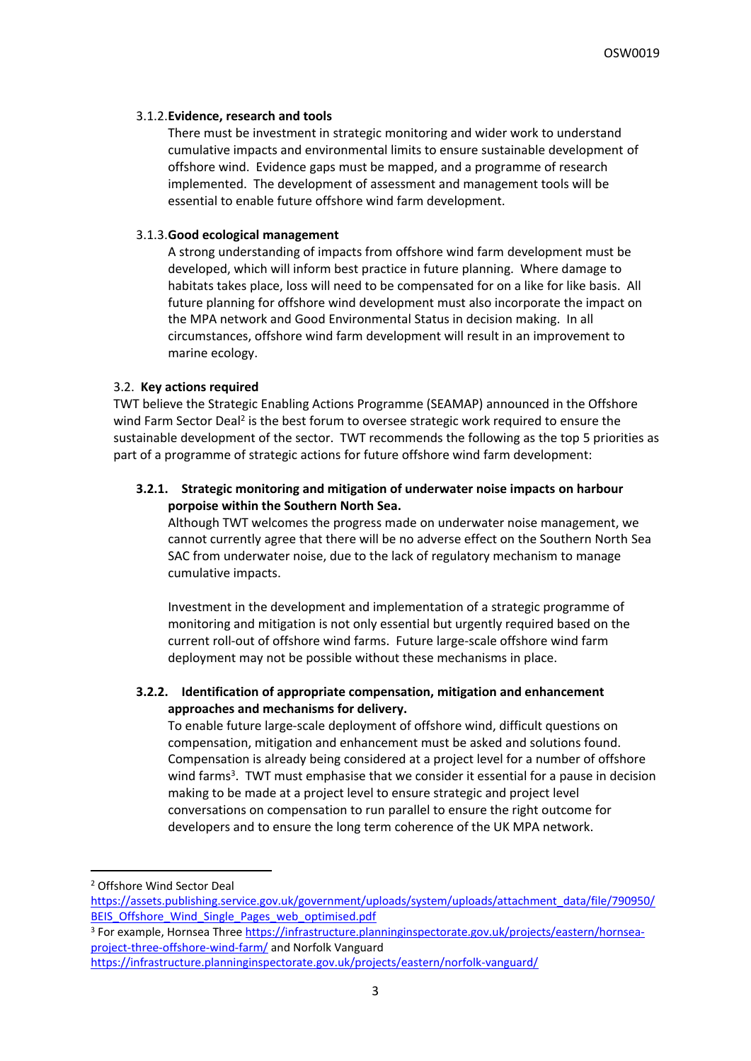#### 3.1.2. **Evidence, research and tools**

There must be investment in strategic monitoring and wider work to understand cumulative impacts and environmental limits to ensure sustainable development of offshore wind. Evidence gaps must be mapped, and a programme of research implemented. The development of assessment and management tools will be essential to enable future offshore wind farm development.

#### 3.1.3. **Good ecological management**

A strong understanding of impacts from offshore wind farm development must be developed, which will inform best practice in future planning. Where damage to habitats takes place, loss will need to be compensated for on a like for like basis. All future planning for offshore wind development must also incorporate the impact on the MPA network and Good Environmental Status in decision making. In all circumstances, offshore wind farm development will result in an improvement to marine ecology.

### 3.2. **Key actions required**

TWT believe the Strategic Enabling Actions Programme (SEAMAP) announced in the Offshore wind Farm Sector Deal[2] is the best forum to oversee strategic work required to ensure the sustainable development of the sector. TWT recommends the following as the top 5 priorities as part of a programme of strategic actions for future offshore wind farm development:

#### **3.2.1. Strategic monitoring and mitigation of underwater noise impacts on harbour porpoise within the Southern North Sea.**

Although TWT welcomes the progress made on underwater noise management, we cannot currently agree that there will be no adverse effect on the Southern North Sea SAC from underwater noise, due to the lack of regulatory mechanism to manage cumulative impacts.

Investment in the development and implementation of a strategic programme of monitoring and mitigation is not only essential but urgently required based on the current roll-out of offshore wind farms. Future large-scale offshore wind farm deployment may not be possible without these mechanisms in place.

#### **3.2.2. Identification of appropriate compensation, mitigation and enhancement approaches and mechanisms for delivery.**

To enable future large-scale deployment of offshore wind, difficult questions on compensation, mitigation and enhancement must be asked and solutions found. Compensation is already being considered at a project level for a number of offshore wind farms[3]. TWT must emphasise that we consider it essential for a pause in decision making to be made at a project level to ensure strategic and project level conversations on compensation to run parallel to ensure the right outcome for developers and to ensure the long term coherence of the UK MPA network.

---

[2] Offshore Wind Sector Deal https://assets.publishing.service.gov.uk/government/uploads/system/uploads/attachment_data/file/790950/BEIS_Offshore_Wind_Single_Pages_web_optimised.pdf

[3] For example, Hornsea Three https://infrastructure.planninginspectorate.gov.uk/projects/eastern/hornsea-project-three-offshore-wind-farm/ and Norfolk Vanguard https://infrastructure.planninginspectorate.gov.uk/projects/eastern/norfolk-vanguard/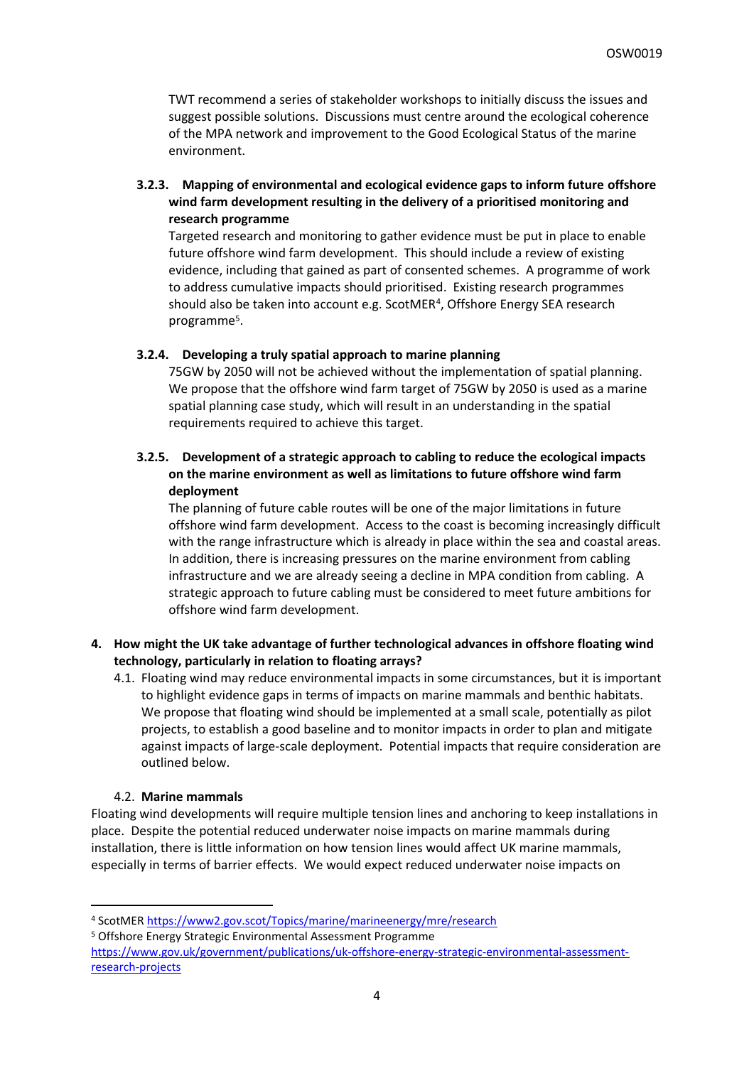TWT recommend a series of stakeholder workshops to initially discuss the issues and suggest possible solutions. Discussions must centre around the ecological coherence of the MPA network and improvement to the Good Ecological Status of the marine environment.

**3.2.3. Mapping of environmental and ecological evidence gaps to inform future offshore wind farm development resulting in the delivery of a prioritised monitoring and research programme**

Targeted research and monitoring to gather evidence must be put in place to enable future offshore wind farm development. This should include a review of existing evidence, including that gained as part of consented schemes. A programme of work to address cumulative impacts should prioritised. Existing research programmes should also be taken into account e.g. ScotMER[4], Offshore Energy SEA research programme[5].

**3.2.4. Developing a truly spatial approach to marine planning**

75GW by 2050 will not be achieved without the implementation of spatial planning. We propose that the offshore wind farm target of 75GW by 2050 is used as a marine spatial planning case study, which will result in an understanding in the spatial requirements required to achieve this target.

**3.2.5. Development of a strategic approach to cabling to reduce the ecological impacts on the marine environment as well as limitations to future offshore wind farm deployment**

The planning of future cable routes will be one of the major limitations in future offshore wind farm development. Access to the coast is becoming increasingly difficult with the range infrastructure which is already in place within the sea and coastal areas. In addition, there is increasing pressures on the marine environment from cabling infrastructure and we are already seeing a decline in MPA condition from cabling. A strategic approach to future cabling must be considered to meet future ambitions for offshore wind farm development.

**4. How might the UK take advantage of further technological advances in offshore floating wind technology, particularly in relation to floating arrays?**

4.1. Floating wind may reduce environmental impacts in some circumstances, but it is important to highlight evidence gaps in terms of impacts on marine mammals and benthic habitats. We propose that floating wind should be implemented at a small scale, potentially as pilot projects, to establish a good baseline and to monitor impacts in order to plan and mitigate against impacts of large-scale deployment. Potential impacts that require consideration are outlined below.

4.2. **Marine mammals**

Floating wind developments will require multiple tension lines and anchoring to keep installations in place. Despite the potential reduced underwater noise impacts on marine mammals during installation, there is little information on how tension lines would affect UK marine mammals, especially in terms of barrier effects. We would expect reduced underwater noise impacts on

---

[4] ScotMER https://www2.gov.scot/Topics/marine/marineenergy/mre/research

[5] Offshore Energy Strategic Environmental Assessment Programme https://www.gov.uk/government/publications/uk-offshore-energy-strategic-environmental-assessment-research-projects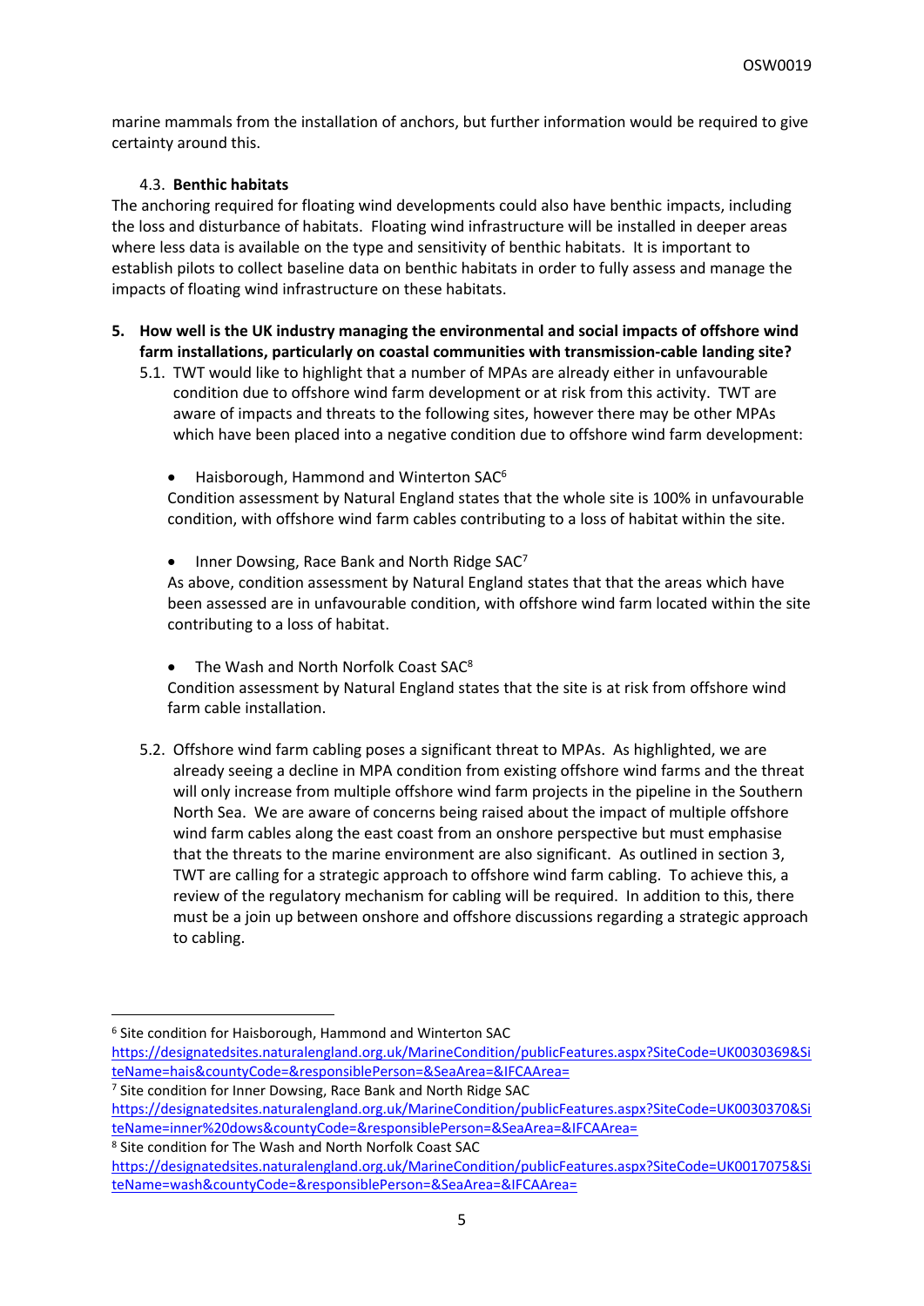marine mammals from the installation of anchors, but further information would be required to give certainty around this.

### 4.3. Benthic habitats

The anchoring required for floating wind developments could also have benthic impacts, including the loss and disturbance of habitats. Floating wind infrastructure will be installed in deeper areas where less data is available on the type and sensitivity of benthic habitats. It is important to establish pilots to collect baseline data on benthic habitats in order to fully assess and manage the impacts of floating wind infrastructure on these habitats.

## 5. How well is the UK industry managing the environmental and social impacts of offshore wind farm installations, particularly on coastal communities with transmission-cable landing site?

5.1. TWT would like to highlight that a number of MPAs are already either in unfavourable condition due to offshore wind farm development or at risk from this activity. TWT are aware of impacts and threats to the following sites, however there may be other MPAs which have been placed into a negative condition due to offshore wind farm development:

- Haisborough, Hammond and Winterton SAC[6]

Condition assessment by Natural England states that the whole site is 100% in unfavourable condition, with offshore wind farm cables contributing to a loss of habitat within the site.

- Inner Dowsing, Race Bank and North Ridge SAC[7]

As above, condition assessment by Natural England states that that the areas which have been assessed are in unfavourable condition, with offshore wind farm located within the site contributing to a loss of habitat.

- The Wash and North Norfolk Coast SAC[8]

Condition assessment by Natural England states that the site is at risk from offshore wind farm cable installation.

5.2. Offshore wind farm cabling poses a significant threat to MPAs. As highlighted, we are already seeing a decline in MPA condition from existing offshore wind farms and the threat will only increase from multiple offshore wind farm projects in the pipeline in the Southern North Sea. We are aware of concerns being raised about the impact of multiple offshore wind farm cables along the east coast from an onshore perspective but must emphasise that the threats to the marine environment are also significant. As outlined in section 3, TWT are calling for a strategic approach to offshore wind farm cabling. To achieve this, a review of the regulatory mechanism for cabling will be required. In addition to this, there must be a join up between onshore and offshore discussions regarding a strategic approach to cabling.

---

[6] Site condition for Haisborough, Hammond and Winterton SAC
https://designatedsites.naturalengland.org.uk/MarineCondition/publicFeatures.aspx?SiteCode=UK0030369&SiteName=hais&countyCode=&responsiblePerson=&SeaArea=&IFCAArea=

[7] Site condition for Inner Dowsing, Race Bank and North Ridge SAC
https://designatedsites.naturalengland.org.uk/MarineCondition/publicFeatures.aspx?SiteCode=UK0030370&SiteName=inner%20dows&countyCode=&responsiblePerson=&SeaArea=&IFCAArea=

[8] Site condition for The Wash and North Norfolk Coast SAC
https://designatedsites.naturalengland.org.uk/MarineCondition/publicFeatures.aspx?SiteCode=UK0017075&SiteName=wash&countyCode=&responsiblePerson=&SeaArea=&IFCAArea=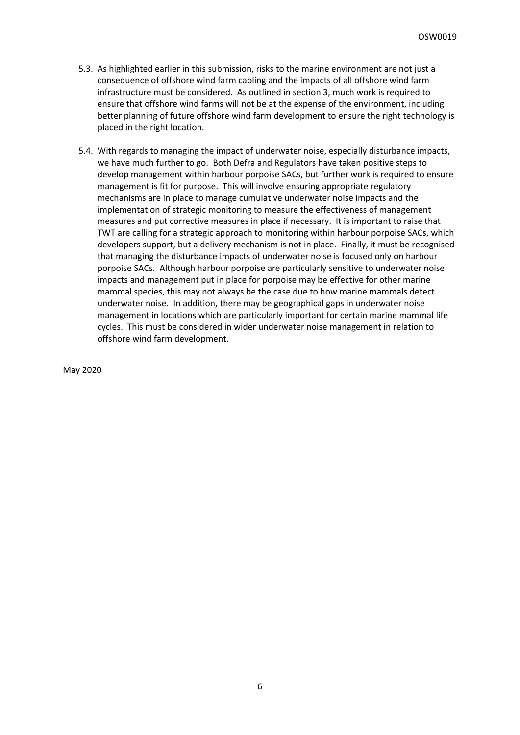5.3. As highlighted earlier in this submission, risks to the marine environment are not just a consequence of offshore wind farm cabling and the impacts of all offshore wind farm infrastructure must be considered. As outlined in section 3, much work is required to ensure that offshore wind farms will not be at the expense of the environment, including better planning of future offshore wind farm development to ensure the right technology is placed in the right location.

5.4. With regards to managing the impact of underwater noise, especially disturbance impacts, we have much further to go. Both Defra and Regulators have taken positive steps to develop management within harbour porpoise SACs, but further work is required to ensure management is fit for purpose. This will involve ensuring appropriate regulatory mechanisms are in place to manage cumulative underwater noise impacts and the implementation of strategic monitoring to measure the effectiveness of management measures and put corrective measures in place if necessary. It is important to raise that TWT are calling for a strategic approach to monitoring within harbour porpoise SACs, which developers support, but a delivery mechanism is not in place. Finally, it must be recognised that managing the disturbance impacts of underwater noise is focused only on harbour porpoise SACs. Although harbour porpoise are particularly sensitive to underwater noise impacts and management put in place for porpoise may be effective for other marine mammal species, this may not always be the case due to how marine mammals detect underwater noise. In addition, there may be geographical gaps in underwater noise management in locations which are particularly important for certain marine mammal life cycles. This must be considered in wider underwater noise management in relation to offshore wind farm development.

May 2020